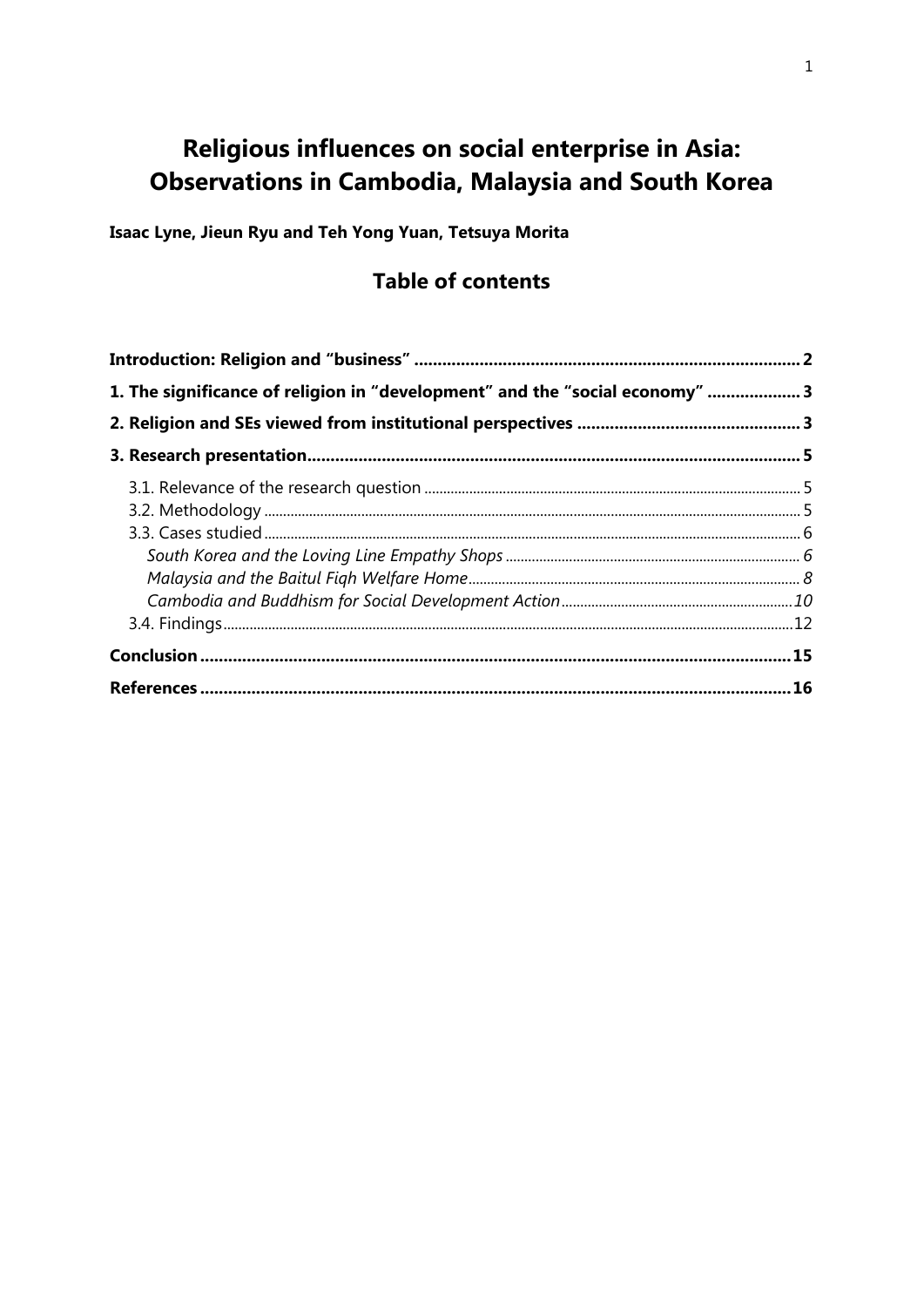# Religious influences on social enterprise in Asia: Observations in Cambodia, Malaysia and South Korea

**Isaac Lyne, Jieun Ryu and Teh Yong Yuan, Tetsuya Morita**

## Table of contents

**Introduction: Religion and "business"** ........................................ 2

**1. The significance of religion in "development" and the "social economy"** ........ 3

**2. Religion and SEs viewed from institutional perspectives** ........................ 3

**3. Research presentation** ........................................ 5

- 3.1. Relevance of the research question ........................................ 5
- 3.2. Methodology ........................................ 5
- 3.3. Cases studied ........................................ 6
  - *South Korea and the Loving Line Empathy Shops* ........................................ 6
  - *Malaysia and the Baitul Fiqh Welfare Home* ........................................ 8
  - *Cambodia and Buddhism for Social Development Action* ........................................ 10
- 3.4. Findings ........................................ 12

**Conclusion** ........................................ 15

**References** ........................................ 16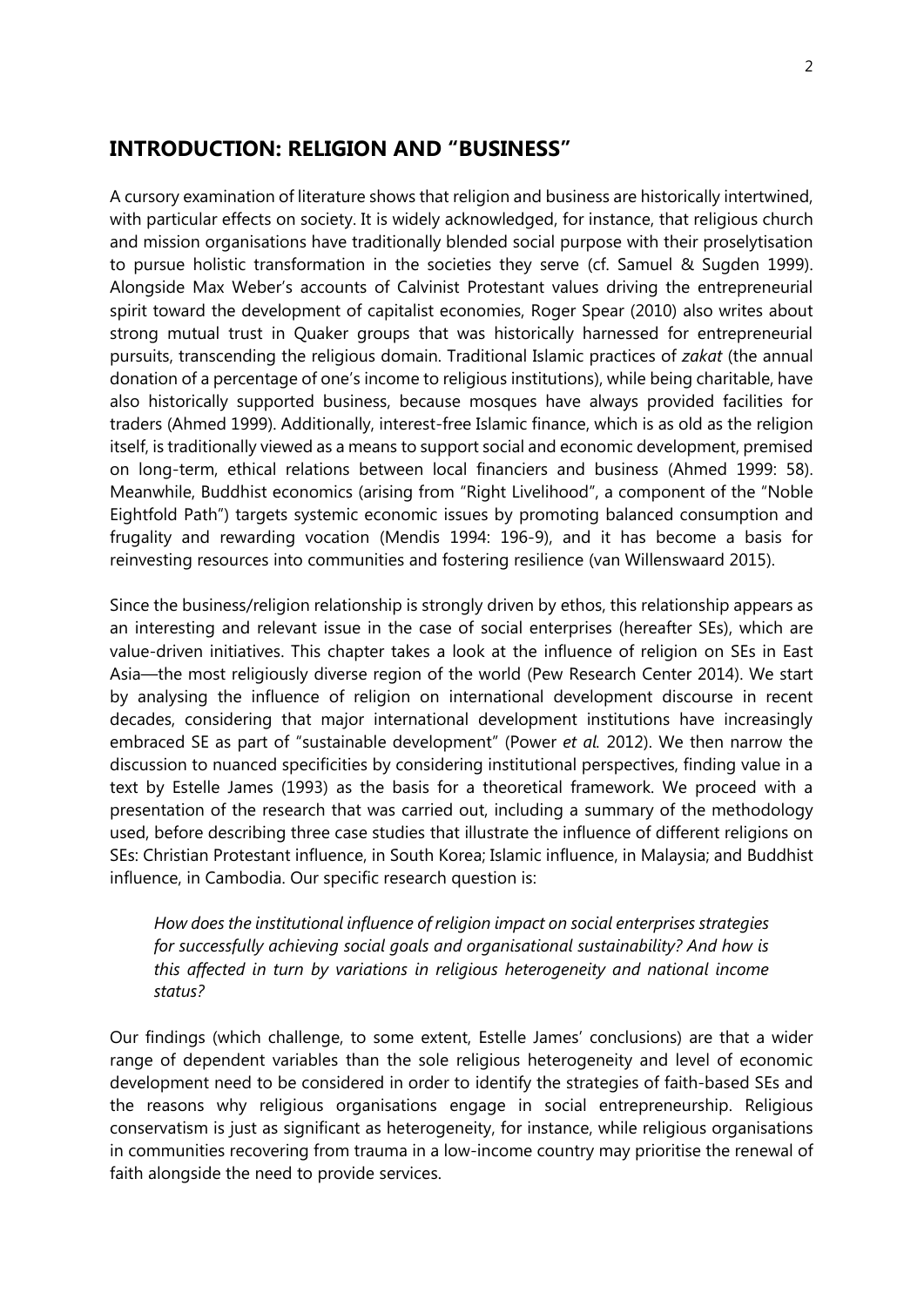## INTRODUCTION: RELIGION AND "BUSINESS"

A cursory examination of literature shows that religion and business are historically intertwined, with particular effects on society. It is widely acknowledged, for instance, that religious church and mission organisations have traditionally blended social purpose with their proselytisation to pursue holistic transformation in the societies they serve (cf. Samuel & Sugden 1999). Alongside Max Weber's accounts of Calvinist Protestant values driving the entrepreneurial spirit toward the development of capitalist economies, Roger Spear (2010) also writes about strong mutual trust in Quaker groups that was historically harnessed for entrepreneurial pursuits, transcending the religious domain. Traditional Islamic practices of *zakat* (the annual donation of a percentage of one's income to religious institutions), while being charitable, have also historically supported business, because mosques have always provided facilities for traders (Ahmed 1999). Additionally, interest-free Islamic finance, which is as old as the religion itself, is traditionally viewed as a means to support social and economic development, premised on long-term, ethical relations between local financiers and business (Ahmed 1999: 58). Meanwhile, Buddhist economics (arising from "Right Livelihood", a component of the "Noble Eightfold Path") targets systemic economic issues by promoting balanced consumption and frugality and rewarding vocation (Mendis 1994: 196-9), and it has become a basis for reinvesting resources into communities and fostering resilience (van Willenswaard 2015).

Since the business/religion relationship is strongly driven by ethos, this relationship appears as an interesting and relevant issue in the case of social enterprises (hereafter SEs), which are value-driven initiatives. This chapter takes a look at the influence of religion on SEs in East Asia—the most religiously diverse region of the world (Pew Research Center 2014). We start by analysing the influence of religion on international development discourse in recent decades, considering that major international development institutions have increasingly embraced SE as part of "sustainable development" (Power *et al.* 2012). We then narrow the discussion to nuanced specificities by considering institutional perspectives, finding value in a text by Estelle James (1993) as the basis for a theoretical framework. We proceed with a presentation of the research that was carried out, including a summary of the methodology used, before describing three case studies that illustrate the influence of different religions on SEs: Christian Protestant influence, in South Korea; Islamic influence, in Malaysia; and Buddhist influence, in Cambodia. Our specific research question is:

> *How does the institutional influence of religion impact on social enterprises strategies for successfully achieving social goals and organisational sustainability? And how is this affected in turn by variations in religious heterogeneity and national income status?*

Our findings (which challenge, to some extent, Estelle James' conclusions) are that a wider range of dependent variables than the sole religious heterogeneity and level of economic development need to be considered in order to identify the strategies of faith-based SEs and the reasons why religious organisations engage in social entrepreneurship. Religious conservatism is just as significant as heterogeneity, for instance, while religious organisations in communities recovering from trauma in a low-income country may prioritise the renewal of faith alongside the need to provide services.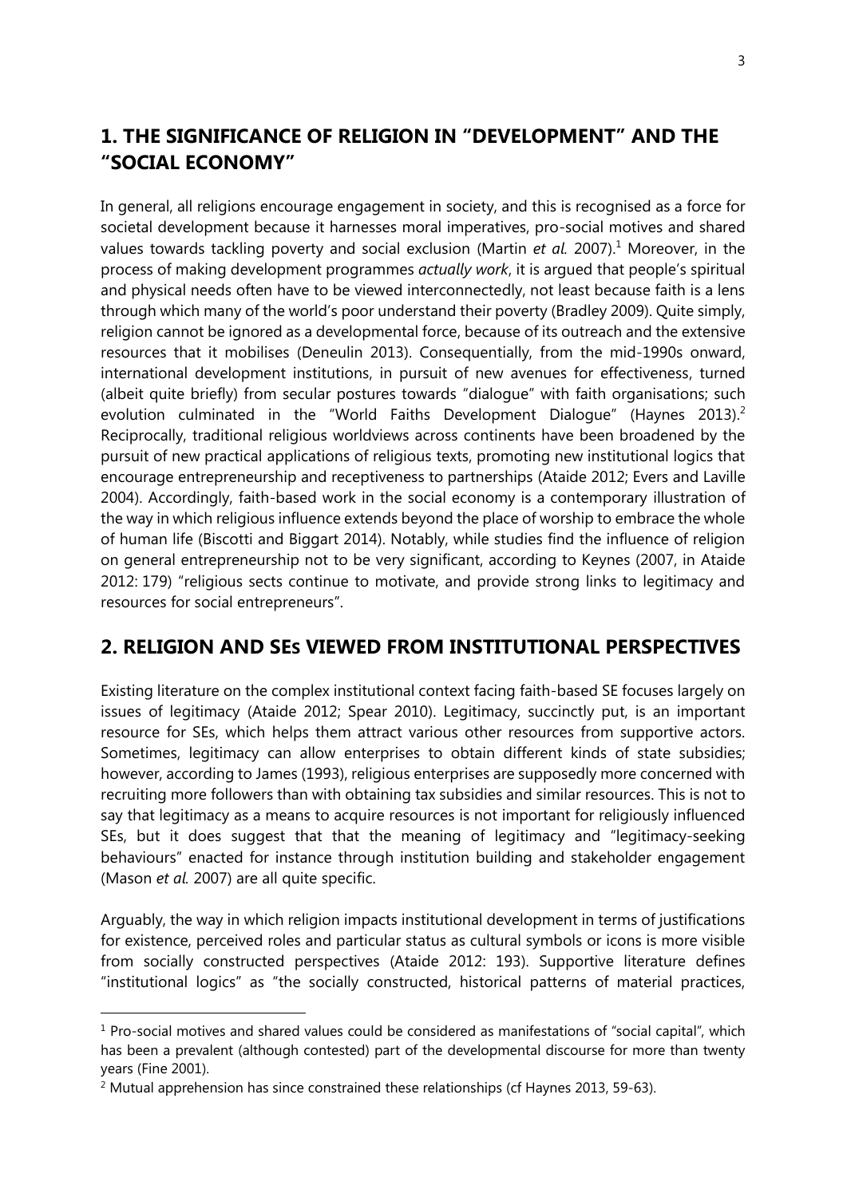## 1. THE SIGNIFICANCE OF RELIGION IN "DEVELOPMENT" AND THE "SOCIAL ECONOMY"

In general, all religions encourage engagement in society, and this is recognised as a force for societal development because it harnesses moral imperatives, pro-social motives and shared values towards tackling poverty and social exclusion (Martin *et al.* 2007).[1] Moreover, in the process of making development programmes *actually work*, it is argued that people's spiritual and physical needs often have to be viewed interconnectedly, not least because faith is a lens through which many of the world's poor understand their poverty (Bradley 2009). Quite simply, religion cannot be ignored as a developmental force, because of its outreach and the extensive resources that it mobilises (Deneulin 2013). Consequentially, from the mid-1990s onward, international development institutions, in pursuit of new avenues for effectiveness, turned (albeit quite briefly) from secular postures towards "dialogue" with faith organisations; such evolution culminated in the "World Faiths Development Dialogue" (Haynes 2013).[2] Reciprocally, traditional religious worldviews across continents have been broadened by the pursuit of new practical applications of religious texts, promoting new institutional logics that encourage entrepreneurship and receptiveness to partnerships (Ataide 2012; Evers and Laville 2004). Accordingly, faith-based work in the social economy is a contemporary illustration of the way in which religious influence extends beyond the place of worship to embrace the whole of human life (Biscotti and Biggart 2014). Notably, while studies find the influence of religion on general entrepreneurship not to be very significant, according to Keynes (2007, in Ataide 2012: 179) "religious sects continue to motivate, and provide strong links to legitimacy and resources for social entrepreneurs".

## 2. RELIGION AND SEs VIEWED FROM INSTITUTIONAL PERSPECTIVES

Existing literature on the complex institutional context facing faith-based SE focuses largely on issues of legitimacy (Ataide 2012; Spear 2010). Legitimacy, succinctly put, is an important resource for SEs, which helps them attract various other resources from supportive actors. Sometimes, legitimacy can allow enterprises to obtain different kinds of state subsidies; however, according to James (1993), religious enterprises are supposedly more concerned with recruiting more followers than with obtaining tax subsidies and similar resources. This is not to say that legitimacy as a means to acquire resources is not important for religiously influenced SEs, but it does suggest that that the meaning of legitimacy and "legitimacy-seeking behaviours" enacted for instance through institution building and stakeholder engagement (Mason *et al.* 2007) are all quite specific.

Arguably, the way in which religion impacts institutional development in terms of justifications for existence, perceived roles and particular status as cultural symbols or icons is more visible from socially constructed perspectives (Ataide 2012: 193). Supportive literature defines "institutional logics" as "the socially constructed, historical patterns of material practices,

[1] Pro-social motives and shared values could be considered as manifestations of "social capital", which has been a prevalent (although contested) part of the developmental discourse for more than twenty years (Fine 2001).

[2] Mutual apprehension has since constrained these relationships (cf Haynes 2013, 59-63).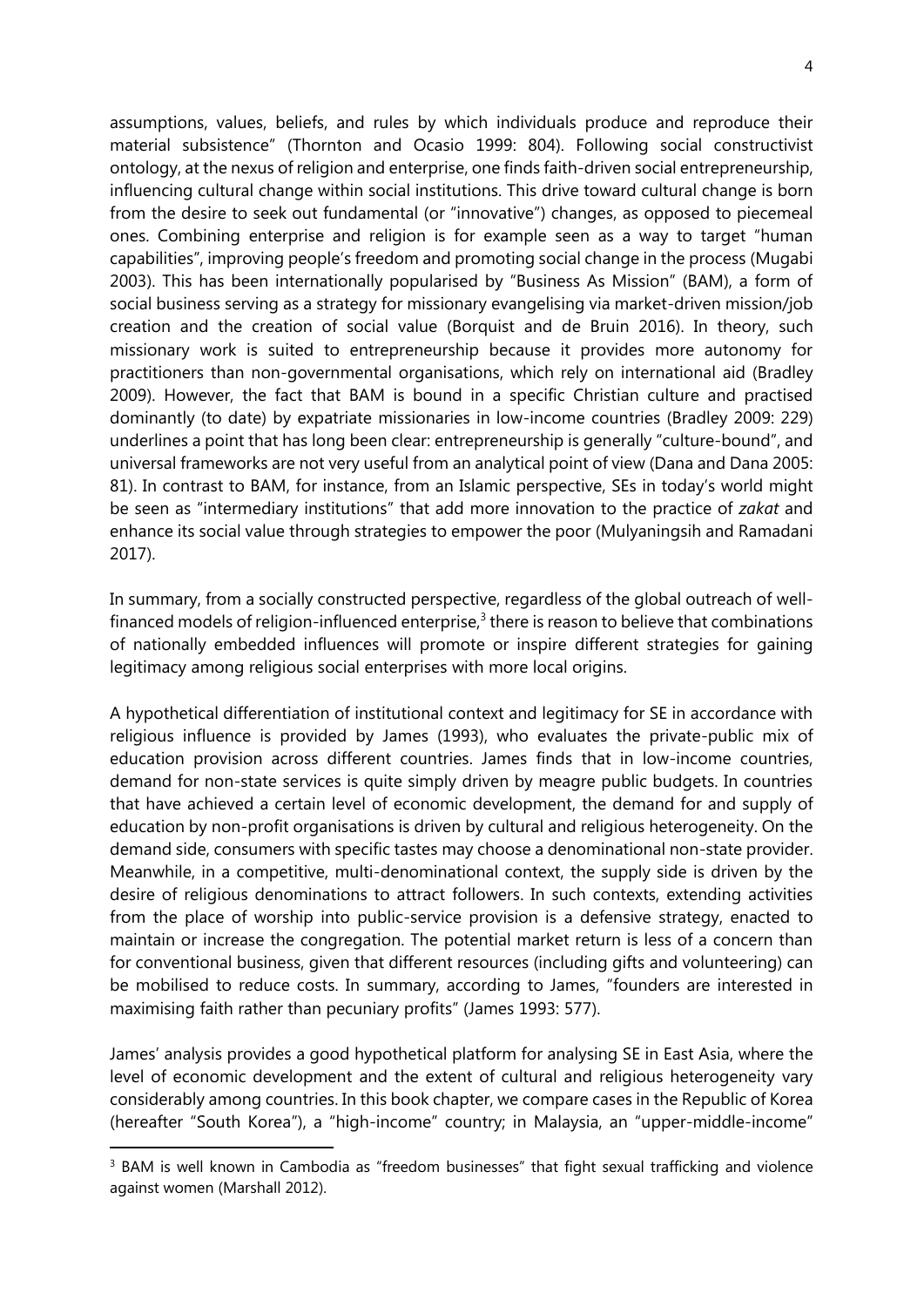assumptions, values, beliefs, and rules by which individuals produce and reproduce their material subsistence" (Thornton and Ocasio 1999: 804). Following social constructivist ontology, at the nexus of religion and enterprise, one finds faith-driven social entrepreneurship, influencing cultural change within social institutions. This drive toward cultural change is born from the desire to seek out fundamental (or "innovative") changes, as opposed to piecemeal ones. Combining enterprise and religion is for example seen as a way to target "human capabilities", improving people's freedom and promoting social change in the process (Mugabi 2003). This has been internationally popularised by "Business As Mission" (BAM), a form of social business serving as a strategy for missionary evangelising via market-driven mission/job creation and the creation of social value (Borquist and de Bruin 2016). In theory, such missionary work is suited to entrepreneurship because it provides more autonomy for practitioners than non-governmental organisations, which rely on international aid (Bradley 2009). However, the fact that BAM is bound in a specific Christian culture and practised dominantly (to date) by expatriate missionaries in low-income countries (Bradley 2009: 229) underlines a point that has long been clear: entrepreneurship is generally "culture-bound", and universal frameworks are not very useful from an analytical point of view (Dana and Dana 2005: 81). In contrast to BAM, for instance, from an Islamic perspective, SEs in today's world might be seen as "intermediary institutions" that add more innovation to the practice of *zakat* and enhance its social value through strategies to empower the poor (Mulyaningsih and Ramadani 2017).

In summary, from a socially constructed perspective, regardless of the global outreach of well-financed models of religion-influenced enterprise,[3] there is reason to believe that combinations of nationally embedded influences will promote or inspire different strategies for gaining legitimacy among religious social enterprises with more local origins.

A hypothetical differentiation of institutional context and legitimacy for SE in accordance with religious influence is provided by James (1993), who evaluates the private-public mix of education provision across different countries. James finds that in low-income countries, demand for non-state services is quite simply driven by meagre public budgets. In countries that have achieved a certain level of economic development, the demand for and supply of education by non-profit organisations is driven by cultural and religious heterogeneity. On the demand side, consumers with specific tastes may choose a denominational non-state provider. Meanwhile, in a competitive, multi-denominational context, the supply side is driven by the desire of religious denominations to attract followers. In such contexts, extending activities from the place of worship into public-service provision is a defensive strategy, enacted to maintain or increase the congregation. The potential market return is less of a concern than for conventional business, given that different resources (including gifts and volunteering) can be mobilised to reduce costs. In summary, according to James, "founders are interested in maximising faith rather than pecuniary profits" (James 1993: 577).

James' analysis provides a good hypothetical platform for analysing SE in East Asia, where the level of economic development and the extent of cultural and religious heterogeneity vary considerably among countries. In this book chapter, we compare cases in the Republic of Korea (hereafter "South Korea"), a "high-income" country; in Malaysia, an "upper-middle-income"

[3] BAM is well known in Cambodia as "freedom businesses" that fight sexual trafficking and violence against women (Marshall 2012).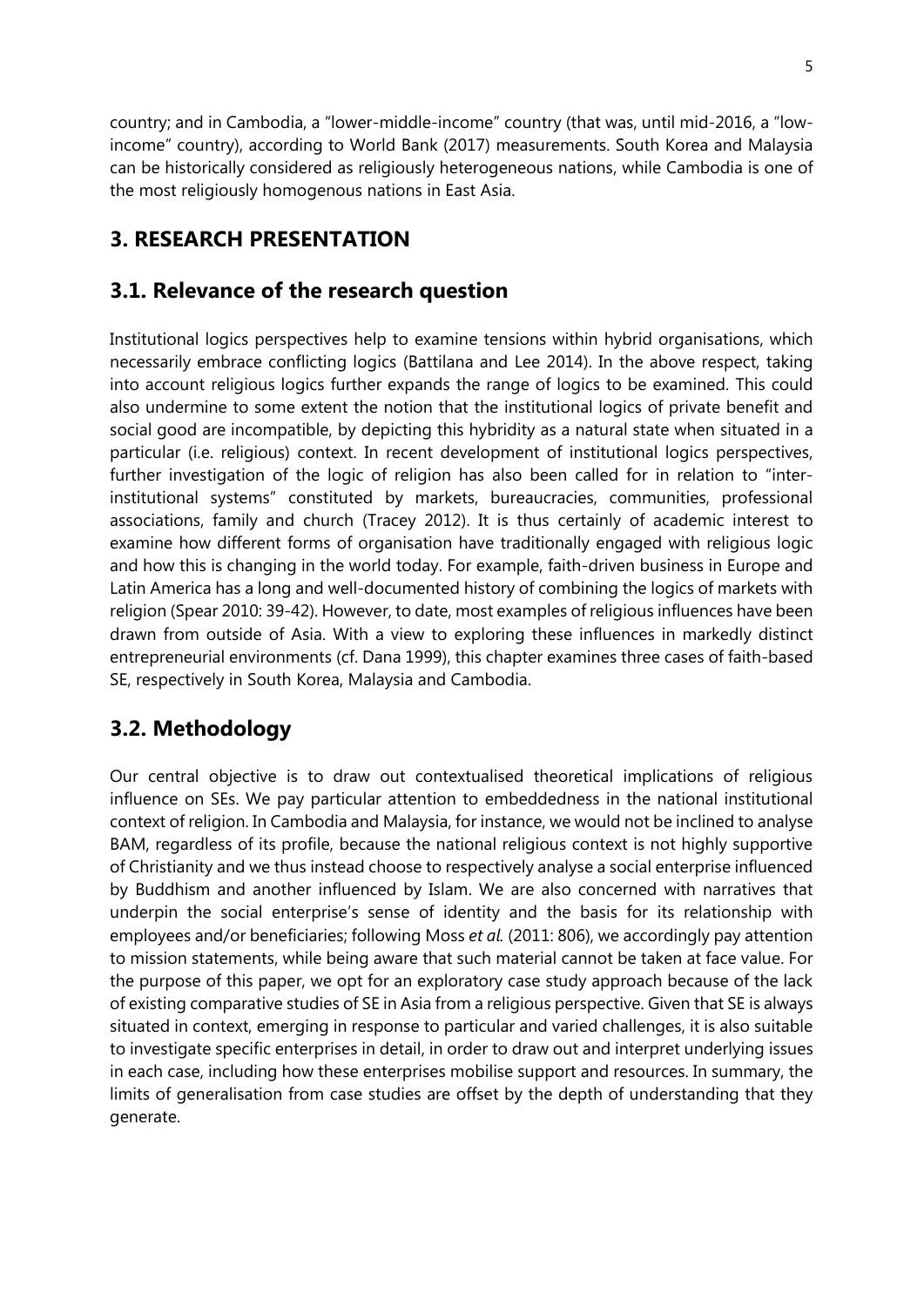country; and in Cambodia, a "lower-middle-income" country (that was, until mid-2016, a "low-income" country), according to World Bank (2017) measurements. South Korea and Malaysia can be historically considered as religiously heterogeneous nations, while Cambodia is one of the most religiously homogenous nations in East Asia.

## 3. RESEARCH PRESENTATION

### 3.1. Relevance of the research question

Institutional logics perspectives help to examine tensions within hybrid organisations, which necessarily embrace conflicting logics (Battilana and Lee 2014). In the above respect, taking into account religious logics further expands the range of logics to be examined. This could also undermine to some extent the notion that the institutional logics of private benefit and social good are incompatible, by depicting this hybridity as a natural state when situated in a particular (i.e. religious) context. In recent development of institutional logics perspectives, further investigation of the logic of religion has also been called for in relation to "inter-institutional systems" constituted by markets, bureaucracies, communities, professional associations, family and church (Tracey 2012). It is thus certainly of academic interest to examine how different forms of organisation have traditionally engaged with religious logic and how this is changing in the world today. For example, faith-driven business in Europe and Latin America has a long and well-documented history of combining the logics of markets with religion (Spear 2010: 39-42). However, to date, most examples of religious influences have been drawn from outside of Asia. With a view to exploring these influences in markedly distinct entrepreneurial environments (cf. Dana 1999), this chapter examines three cases of faith-based SE, respectively in South Korea, Malaysia and Cambodia.

### 3.2. Methodology

Our central objective is to draw out contextualised theoretical implications of religious influence on SEs. We pay particular attention to embeddedness in the national institutional context of religion. In Cambodia and Malaysia, for instance, we would not be inclined to analyse BAM, regardless of its profile, because the national religious context is not highly supportive of Christianity and we thus instead choose to respectively analyse a social enterprise influenced by Buddhism and another influenced by Islam. We are also concerned with narratives that underpin the social enterprise's sense of identity and the basis for its relationship with employees and/or beneficiaries; following Moss *et al.* (2011: 806), we accordingly pay attention to mission statements, while being aware that such material cannot be taken at face value. For the purpose of this paper, we opt for an exploratory case study approach because of the lack of existing comparative studies of SE in Asia from a religious perspective. Given that SE is always situated in context, emerging in response to particular and varied challenges, it is also suitable to investigate specific enterprises in detail, in order to draw out and interpret underlying issues in each case, including how these enterprises mobilise support and resources. In summary, the limits of generalisation from case studies are offset by the depth of understanding that they generate.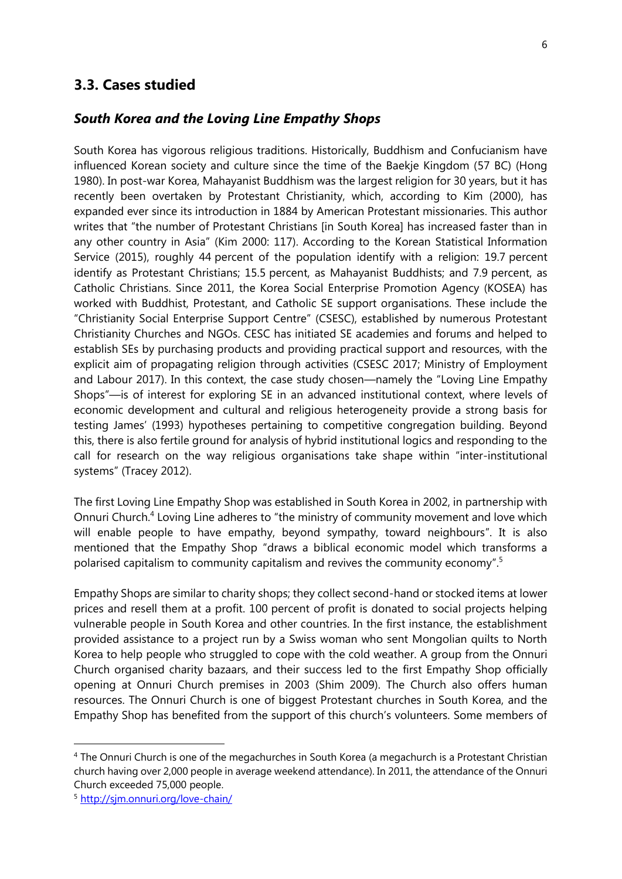## 3.3. Cases studied

### *South Korea and the Loving Line Empathy Shops*

South Korea has vigorous religious traditions. Historically, Buddhism and Confucianism have influenced Korean society and culture since the time of the Baekje Kingdom (57 BC) (Hong 1980). In post-war Korea, Mahayanist Buddhism was the largest religion for 30 years, but it has recently been overtaken by Protestant Christianity, which, according to Kim (2000), has expanded ever since its introduction in 1884 by American Protestant missionaries. This author writes that "the number of Protestant Christians [in South Korea] has increased faster than in any other country in Asia" (Kim 2000: 117). According to the Korean Statistical Information Service (2015), roughly 44 percent of the population identify with a religion: 19.7 percent identify as Protestant Christians; 15.5 percent, as Mahayanist Buddhists; and 7.9 percent, as Catholic Christians. Since 2011, the Korea Social Enterprise Promotion Agency (KOSEA) has worked with Buddhist, Protestant, and Catholic SE support organisations. These include the "Christianity Social Enterprise Support Centre" (CSESC), established by numerous Protestant Christianity Churches and NGOs. CESC has initiated SE academies and forums and helped to establish SEs by purchasing products and providing practical support and resources, with the explicit aim of propagating religion through activities (CSESC 2017; Ministry of Employment and Labour 2017). In this context, the case study chosen—namely the "Loving Line Empathy Shops"—is of interest for exploring SE in an advanced institutional context, where levels of economic development and cultural and religious heterogeneity provide a strong basis for testing James' (1993) hypotheses pertaining to competitive congregation building. Beyond this, there is also fertile ground for analysis of hybrid institutional logics and responding to the call for research on the way religious organisations take shape within "inter-institutional systems" (Tracey 2012).

The first Loving Line Empathy Shop was established in South Korea in 2002, in partnership with Onnuri Church.[4] Loving Line adheres to "the ministry of community movement and love which will enable people to have empathy, beyond sympathy, toward neighbours". It is also mentioned that the Empathy Shop "draws a biblical economic model which transforms a polarised capitalism to community capitalism and revives the community economy".[5]

Empathy Shops are similar to charity shops; they collect second-hand or stocked items at lower prices and resell them at a profit. 100 percent of profit is donated to social projects helping vulnerable people in South Korea and other countries. In the first instance, the establishment provided assistance to a project run by a Swiss woman who sent Mongolian quilts to North Korea to help people who struggled to cope with the cold weather. A group from the Onnuri Church organised charity bazaars, and their success led to the first Empathy Shop officially opening at Onnuri Church premises in 2003 (Shim 2009). The Church also offers human resources. The Onnuri Church is one of biggest Protestant churches in South Korea, and the Empathy Shop has benefited from the support of this church's volunteers. Some members of

---

[4] The Onnuri Church is one of the megachurches in South Korea (a megachurch is a Protestant Christian church having over 2,000 people in average weekend attendance). In 2011, the attendance of the Onnuri Church exceeded 75,000 people.

[5] http://sjm.onnuri.org/love-chain/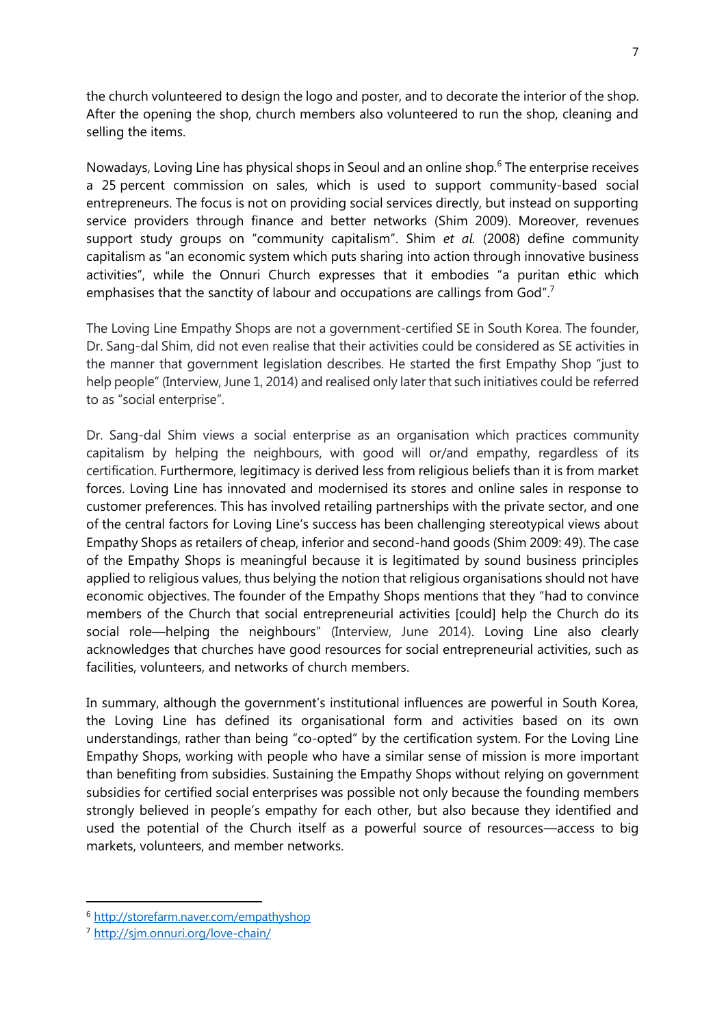the church volunteered to design the logo and poster, and to decorate the interior of the shop. After the opening the shop, church members also volunteered to run the shop, cleaning and selling the items.

Nowadays, Loving Line has physical shops in Seoul and an online shop.[6] The enterprise receives a 25 percent commission on sales, which is used to support community-based social entrepreneurs. The focus is not on providing social services directly, but instead on supporting service providers through finance and better networks (Shim 2009). Moreover, revenues support study groups on "community capitalism". Shim *et al.* (2008) define community capitalism as "an economic system which puts sharing into action through innovative business activities", while the Onnuri Church expresses that it embodies "a puritan ethic which emphasises that the sanctity of labour and occupations are callings from God".[7]

The Loving Line Empathy Shops are not a government-certified SE in South Korea. The founder, Dr. Sang-dal Shim, did not even realise that their activities could be considered as SE activities in the manner that government legislation describes. He started the first Empathy Shop "just to help people" (Interview, June 1, 2014) and realised only later that such initiatives could be referred to as "social enterprise".

Dr. Sang-dal Shim views a social enterprise as an organisation which practices community capitalism by helping the neighbours, with good will or/and empathy, regardless of its certification. Furthermore, legitimacy is derived less from religious beliefs than it is from market forces. Loving Line has innovated and modernised its stores and online sales in response to customer preferences. This has involved retailing partnerships with the private sector, and one of the central factors for Loving Line's success has been challenging stereotypical views about Empathy Shops as retailers of cheap, inferior and second-hand goods (Shim 2009: 49). The case of the Empathy Shops is meaningful because it is legitimated by sound business principles applied to religious values, thus belying the notion that religious organisations should not have economic objectives. The founder of the Empathy Shops mentions that they "had to convince members of the Church that social entrepreneurial activities [could] help the Church do its social role—helping the neighbours" (Interview, June 2014). Loving Line also clearly acknowledges that churches have good resources for social entrepreneurial activities, such as facilities, volunteers, and networks of church members.

In summary, although the government's institutional influences are powerful in South Korea, the Loving Line has defined its organisational form and activities based on its own understandings, rather than being "co-opted" by the certification system. For the Loving Line Empathy Shops, working with people who have a similar sense of mission is more important than benefiting from subsidies. Sustaining the Empathy Shops without relying on government subsidies for certified social enterprises was possible not only because the founding members strongly believed in people's empathy for each other, but also because they identified and used the potential of the Church itself as a powerful source of resources—access to big markets, volunteers, and member networks.

---

[6] http://storefarm.naver.com/empathyshop

[7] http://sjm.onnuri.org/love-chain/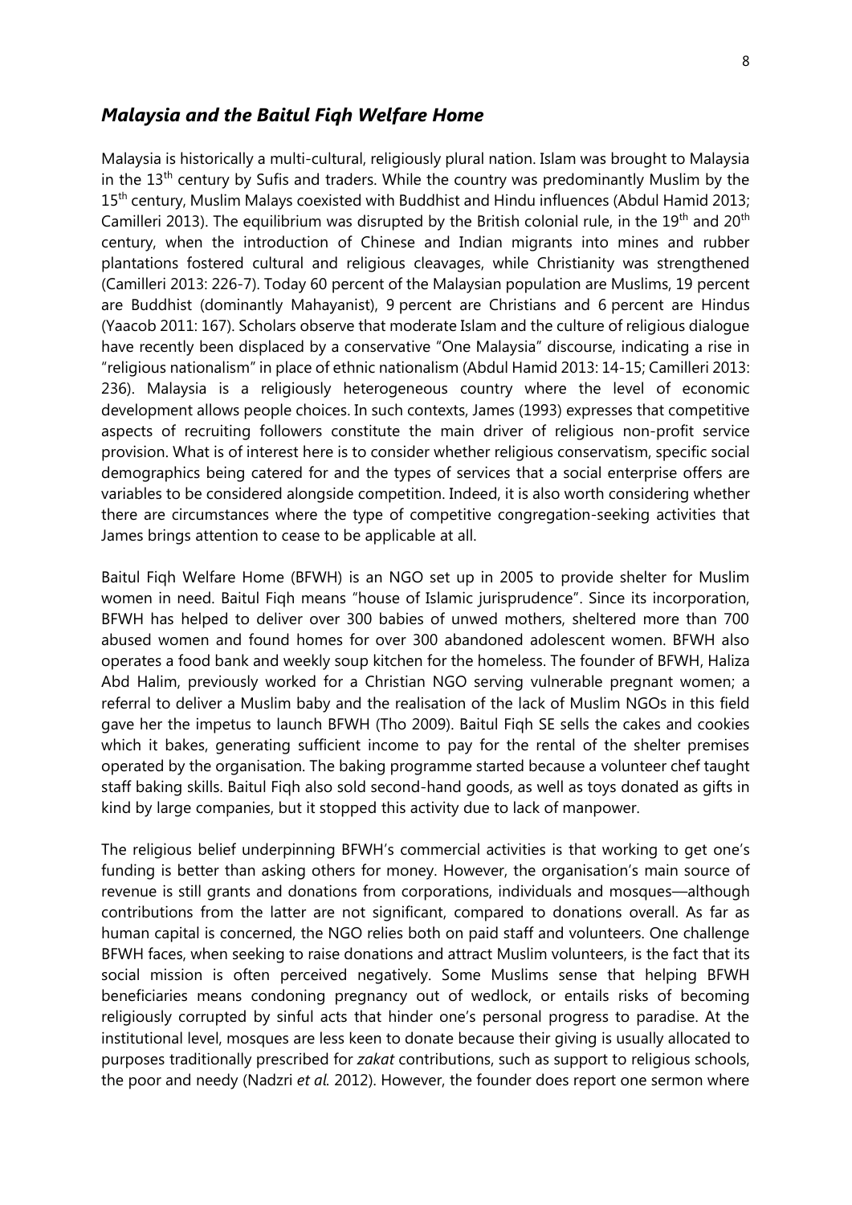## *Malaysia and the Baitul Fiqh Welfare Home*

Malaysia is historically a multi-cultural, religiously plural nation. Islam was brought to Malaysia in the 13th century by Sufis and traders. While the country was predominantly Muslim by the 15th century, Muslim Malays coexisted with Buddhist and Hindu influences (Abdul Hamid 2013; Camilleri 2013). The equilibrium was disrupted by the British colonial rule, in the 19th and 20th century, when the introduction of Chinese and Indian migrants into mines and rubber plantations fostered cultural and religious cleavages, while Christianity was strengthened (Camilleri 2013: 226-7). Today 60 percent of the Malaysian population are Muslims, 19 percent are Buddhist (dominantly Mahayanist), 9 percent are Christians and 6 percent are Hindus (Yaacob 2011: 167). Scholars observe that moderate Islam and the culture of religious dialogue have recently been displaced by a conservative "One Malaysia" discourse, indicating a rise in "religious nationalism" in place of ethnic nationalism (Abdul Hamid 2013: 14-15; Camilleri 2013: 236). Malaysia is a religiously heterogeneous country where the level of economic development allows people choices. In such contexts, James (1993) expresses that competitive aspects of recruiting followers constitute the main driver of religious non-profit service provision. What is of interest here is to consider whether religious conservatism, specific social demographics being catered for and the types of services that a social enterprise offers are variables to be considered alongside competition. Indeed, it is also worth considering whether there are circumstances where the type of competitive congregation-seeking activities that James brings attention to cease to be applicable at all.

Baitul Fiqh Welfare Home (BFWH) is an NGO set up in 2005 to provide shelter for Muslim women in need. Baitul Fiqh means "house of Islamic jurisprudence". Since its incorporation, BFWH has helped to deliver over 300 babies of unwed mothers, sheltered more than 700 abused women and found homes for over 300 abandoned adolescent women. BFWH also operates a food bank and weekly soup kitchen for the homeless. The founder of BFWH, Haliza Abd Halim, previously worked for a Christian NGO serving vulnerable pregnant women; a referral to deliver a Muslim baby and the realisation of the lack of Muslim NGOs in this field gave her the impetus to launch BFWH (Tho 2009). Baitul Fiqh SE sells the cakes and cookies which it bakes, generating sufficient income to pay for the rental of the shelter premises operated by the organisation. The baking programme started because a volunteer chef taught staff baking skills. Baitul Fiqh also sold second-hand goods, as well as toys donated as gifts in kind by large companies, but it stopped this activity due to lack of manpower.

The religious belief underpinning BFWH's commercial activities is that working to get one's funding is better than asking others for money. However, the organisation's main source of revenue is still grants and donations from corporations, individuals and mosques—although contributions from the latter are not significant, compared to donations overall. As far as human capital is concerned, the NGO relies both on paid staff and volunteers. One challenge BFWH faces, when seeking to raise donations and attract Muslim volunteers, is the fact that its social mission is often perceived negatively. Some Muslims sense that helping BFWH beneficiaries means condoning pregnancy out of wedlock, or entails risks of becoming religiously corrupted by sinful acts that hinder one's personal progress to paradise. At the institutional level, mosques are less keen to donate because their giving is usually allocated to purposes traditionally prescribed for *zakat* contributions, such as support to religious schools, the poor and needy (Nadzri *et al.* 2012). However, the founder does report one sermon where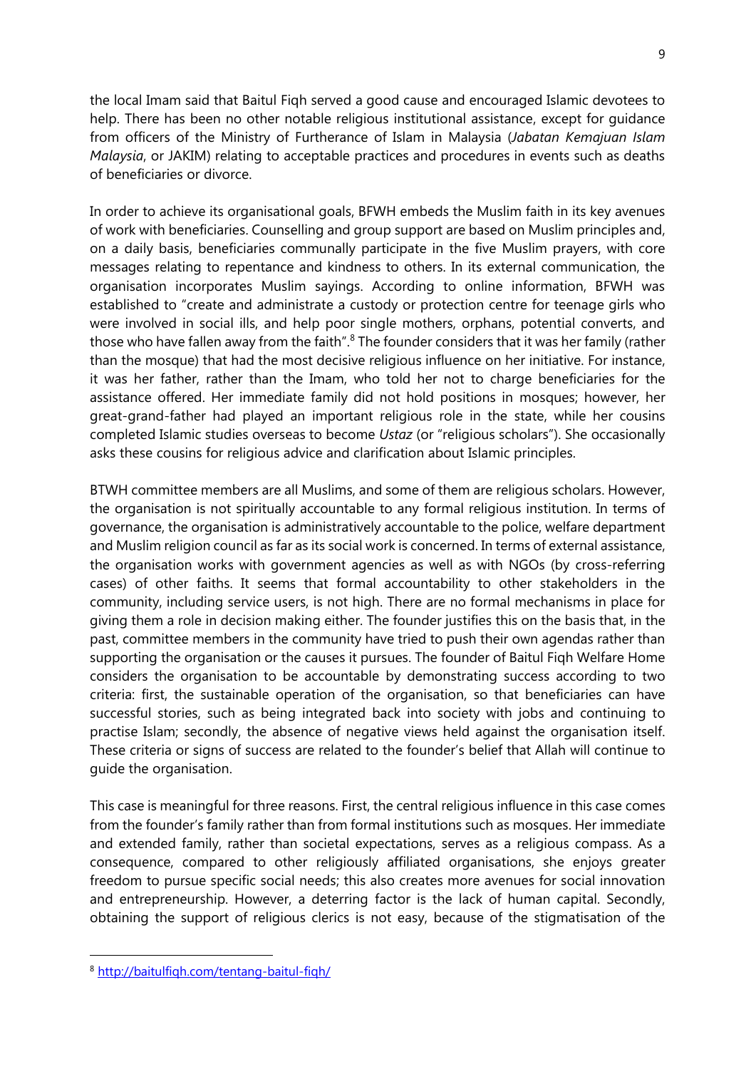the local Imam said that Baitul Fiqh served a good cause and encouraged Islamic devotees to help. There has been no other notable religious institutional assistance, except for guidance from officers of the Ministry of Furtherance of Islam in Malaysia (*Jabatan Kemajuan Islam Malaysia*, or JAKIM) relating to acceptable practices and procedures in events such as deaths of beneficiaries or divorce.

In order to achieve its organisational goals, BFWH embeds the Muslim faith in its key avenues of work with beneficiaries. Counselling and group support are based on Muslim principles and, on a daily basis, beneficiaries communally participate in the five Muslim prayers, with core messages relating to repentance and kindness to others. In its external communication, the organisation incorporates Muslim sayings. According to online information, BFWH was established to "create and administrate a custody or protection centre for teenage girls who were involved in social ills, and help poor single mothers, orphans, potential converts, and those who have fallen away from the faith".[8] The founder considers that it was her family (rather than the mosque) that had the most decisive religious influence on her initiative. For instance, it was her father, rather than the Imam, who told her not to charge beneficiaries for the assistance offered. Her immediate family did not hold positions in mosques; however, her great-grand-father had played an important religious role in the state, while her cousins completed Islamic studies overseas to become *Ustaz* (or "religious scholars"). She occasionally asks these cousins for religious advice and clarification about Islamic principles.

BTWH committee members are all Muslims, and some of them are religious scholars. However, the organisation is not spiritually accountable to any formal religious institution. In terms of governance, the organisation is administratively accountable to the police, welfare department and Muslim religion council as far as its social work is concerned. In terms of external assistance, the organisation works with government agencies as well as with NGOs (by cross-referring cases) of other faiths. It seems that formal accountability to other stakeholders in the community, including service users, is not high. There are no formal mechanisms in place for giving them a role in decision making either. The founder justifies this on the basis that, in the past, committee members in the community have tried to push their own agendas rather than supporting the organisation or the causes it pursues. The founder of Baitul Fiqh Welfare Home considers the organisation to be accountable by demonstrating success according to two criteria: first, the sustainable operation of the organisation, so that beneficiaries can have successful stories, such as being integrated back into society with jobs and continuing to practise Islam; secondly, the absence of negative views held against the organisation itself. These criteria or signs of success are related to the founder's belief that Allah will continue to guide the organisation.

This case is meaningful for three reasons. First, the central religious influence in this case comes from the founder's family rather than from formal institutions such as mosques. Her immediate and extended family, rather than societal expectations, serves as a religious compass. As a consequence, compared to other religiously affiliated organisations, she enjoys greater freedom to pursue specific social needs; this also creates more avenues for social innovation and entrepreneurship. However, a deterring factor is the lack of human capital. Secondly, obtaining the support of religious clerics is not easy, because of the stigmatisation of the

[8] http://baitulfiqh.com/tentang-baitul-fiqh/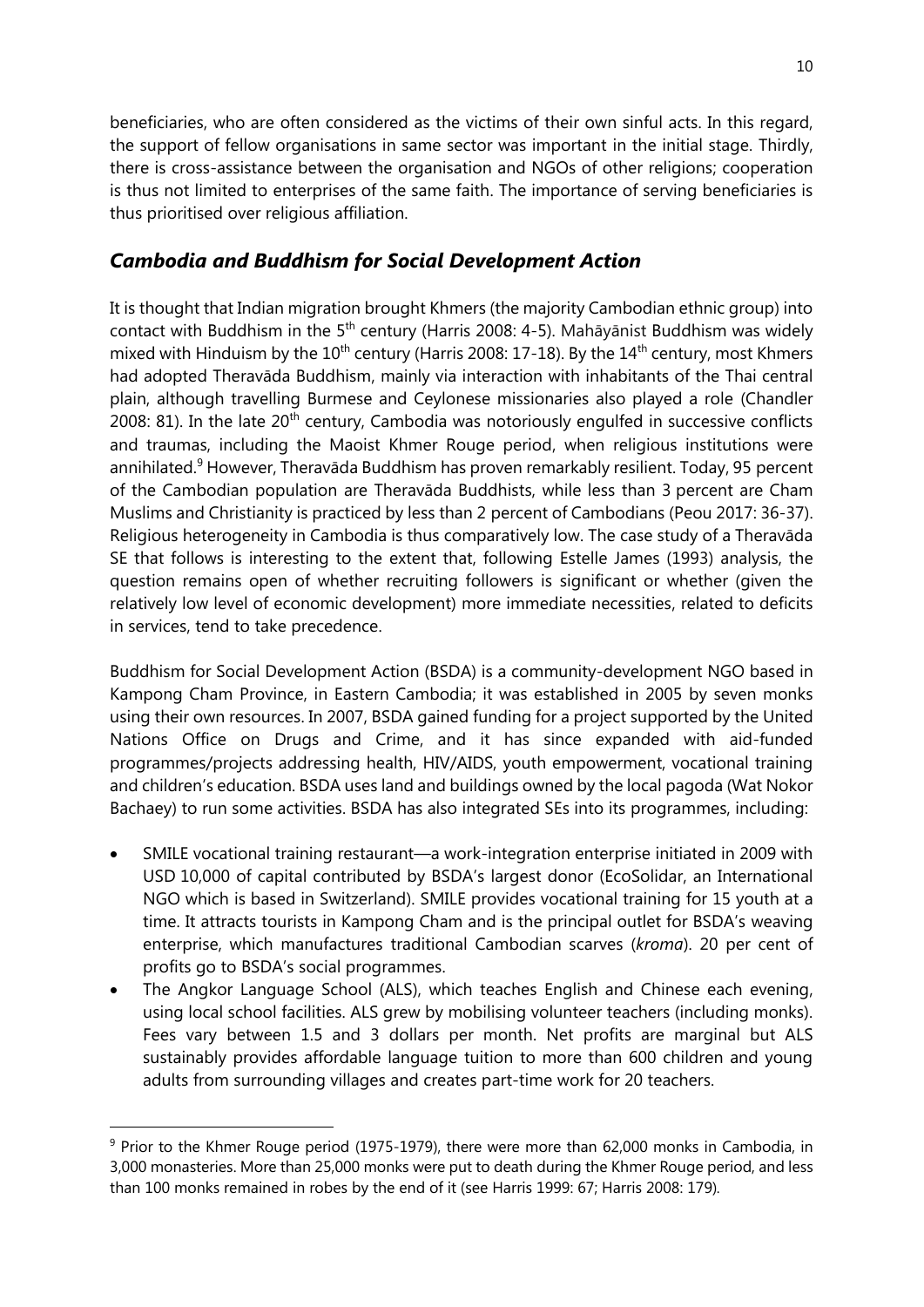beneficiaries, who are often considered as the victims of their own sinful acts. In this regard, the support of fellow organisations in same sector was important in the initial stage. Thirdly, there is cross-assistance between the organisation and NGOs of other religions; cooperation is thus not limited to enterprises of the same faith. The importance of serving beneficiaries is thus prioritised over religious affiliation.

## *Cambodia and Buddhism for Social Development Action*

It is thought that Indian migration brought Khmers (the majority Cambodian ethnic group) into contact with Buddhism in the 5th century (Harris 2008: 4-5). Mahāyānist Buddhism was widely mixed with Hinduism by the 10th century (Harris 2008: 17-18). By the 14th century, most Khmers had adopted Theravāda Buddhism, mainly via interaction with inhabitants of the Thai central plain, although travelling Burmese and Ceylonese missionaries also played a role (Chandler 2008: 81). In the late 20th century, Cambodia was notoriously engulfed in successive conflicts and traumas, including the Maoist Khmer Rouge period, when religious institutions were annihilated.[9] However, Theravāda Buddhism has proven remarkably resilient. Today, 95 percent of the Cambodian population are Theravāda Buddhists, while less than 3 percent are Cham Muslims and Christianity is practiced by less than 2 percent of Cambodians (Peou 2017: 36-37). Religious heterogeneity in Cambodia is thus comparatively low. The case study of a Theravāda SE that follows is interesting to the extent that, following Estelle James (1993) analysis, the question remains open of whether recruiting followers is significant or whether (given the relatively low level of economic development) more immediate necessities, related to deficits in services, tend to take precedence.

Buddhism for Social Development Action (BSDA) is a community-development NGO based in Kampong Cham Province, in Eastern Cambodia; it was established in 2005 by seven monks using their own resources. In 2007, BSDA gained funding for a project supported by the United Nations Office on Drugs and Crime, and it has since expanded with aid-funded programmes/projects addressing health, HIV/AIDS, youth empowerment, vocational training and children's education. BSDA uses land and buildings owned by the local pagoda (Wat Nokor Bachaey) to run some activities. BSDA has also integrated SEs into its programmes, including:

- SMILE vocational training restaurant—a work-integration enterprise initiated in 2009 with USD 10,000 of capital contributed by BSDA's largest donor (EcoSolidar, an International NGO which is based in Switzerland). SMILE provides vocational training for 15 youth at a time. It attracts tourists in Kampong Cham and is the principal outlet for BSDA's weaving enterprise, which manufactures traditional Cambodian scarves (*kroma*). 20 per cent of profits go to BSDA's social programmes.
- The Angkor Language School (ALS), which teaches English and Chinese each evening, using local school facilities. ALS grew by mobilising volunteer teachers (including monks). Fees vary between 1.5 and 3 dollars per month. Net profits are marginal but ALS sustainably provides affordable language tuition to more than 600 children and young adults from surrounding villages and creates part-time work for 20 teachers.

[9] Prior to the Khmer Rouge period (1975-1979), there were more than 62,000 monks in Cambodia, in 3,000 monasteries. More than 25,000 monks were put to death during the Khmer Rouge period, and less than 100 monks remained in robes by the end of it (see Harris 1999: 67; Harris 2008: 179).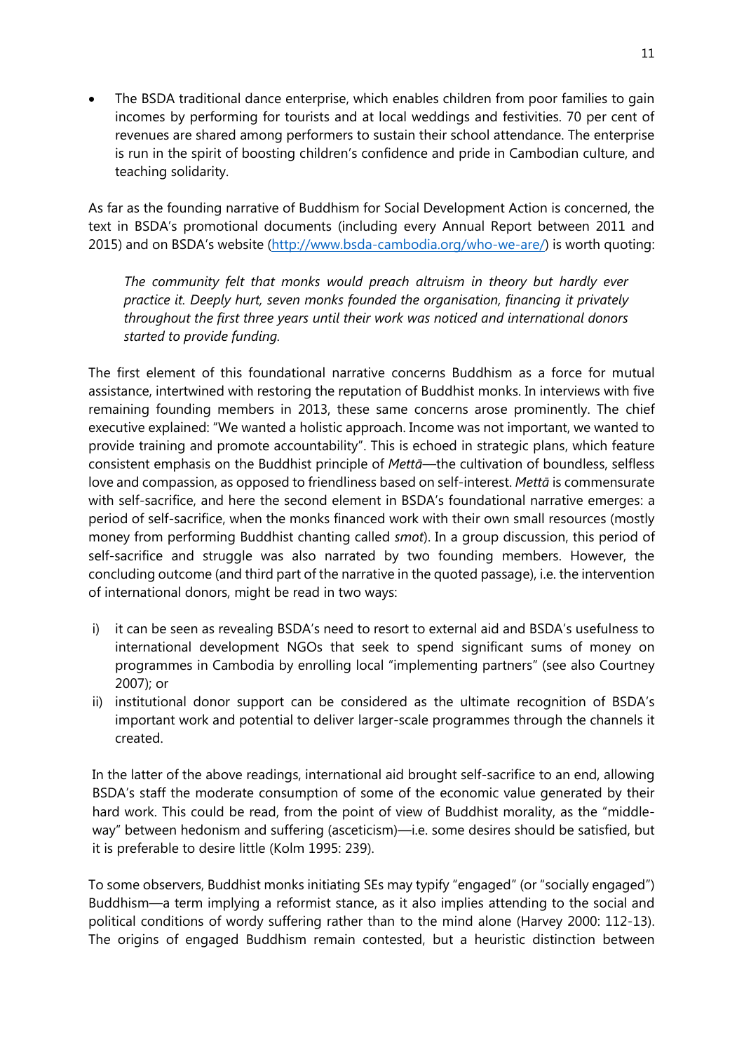- The BSDA traditional dance enterprise, which enables children from poor families to gain incomes by performing for tourists and at local weddings and festivities. 70 per cent of revenues are shared among performers to sustain their school attendance. The enterprise is run in the spirit of boosting children's confidence and pride in Cambodian culture, and teaching solidarity.

As far as the founding narrative of Buddhism for Social Development Action is concerned, the text in BSDA's promotional documents (including every Annual Report between 2011 and 2015) and on BSDA's website (http://www.bsda-cambodia.org/who-we-are/) is worth quoting:

> *The community felt that monks would preach altruism in theory but hardly ever practice it. Deeply hurt, seven monks founded the organisation, financing it privately throughout the first three years until their work was noticed and international donors started to provide funding.*

The first element of this foundational narrative concerns Buddhism as a force for mutual assistance, intertwined with restoring the reputation of Buddhist monks. In interviews with five remaining founding members in 2013, these same concerns arose prominently. The chief executive explained: "We wanted a holistic approach. Income was not important, we wanted to provide training and promote accountability". This is echoed in strategic plans, which feature consistent emphasis on the Buddhist principle of *Mettā*—the cultivation of boundless, selfless love and compassion, as opposed to friendliness based on self-interest. *Mettā* is commensurate with self-sacrifice, and here the second element in BSDA's foundational narrative emerges: a period of self-sacrifice, when the monks financed work with their own small resources (mostly money from performing Buddhist chanting called *smot*). In a group discussion, this period of self-sacrifice and struggle was also narrated by two founding members. However, the concluding outcome (and third part of the narrative in the quoted passage), i.e. the intervention of international donors, might be read in two ways:

i) it can be seen as revealing BSDA's need to resort to external aid and BSDA's usefulness to international development NGOs that seek to spend significant sums of money on programmes in Cambodia by enrolling local "implementing partners" (see also Courtney 2007); or
ii) institutional donor support can be considered as the ultimate recognition of BSDA's important work and potential to deliver larger-scale programmes through the channels it created.

In the latter of the above readings, international aid brought self-sacrifice to an end, allowing BSDA's staff the moderate consumption of some of the economic value generated by their hard work. This could be read, from the point of view of Buddhist morality, as the "middle-way" between hedonism and suffering (asceticism)—i.e. some desires should be satisfied, but it is preferable to desire little (Kolm 1995: 239).

To some observers, Buddhist monks initiating SEs may typify "engaged" (or "socially engaged") Buddhism—a term implying a reformist stance, as it also implies attending to the social and political conditions of wordy suffering rather than to the mind alone (Harvey 2000: 112-13). The origins of engaged Buddhism remain contested, but a heuristic distinction between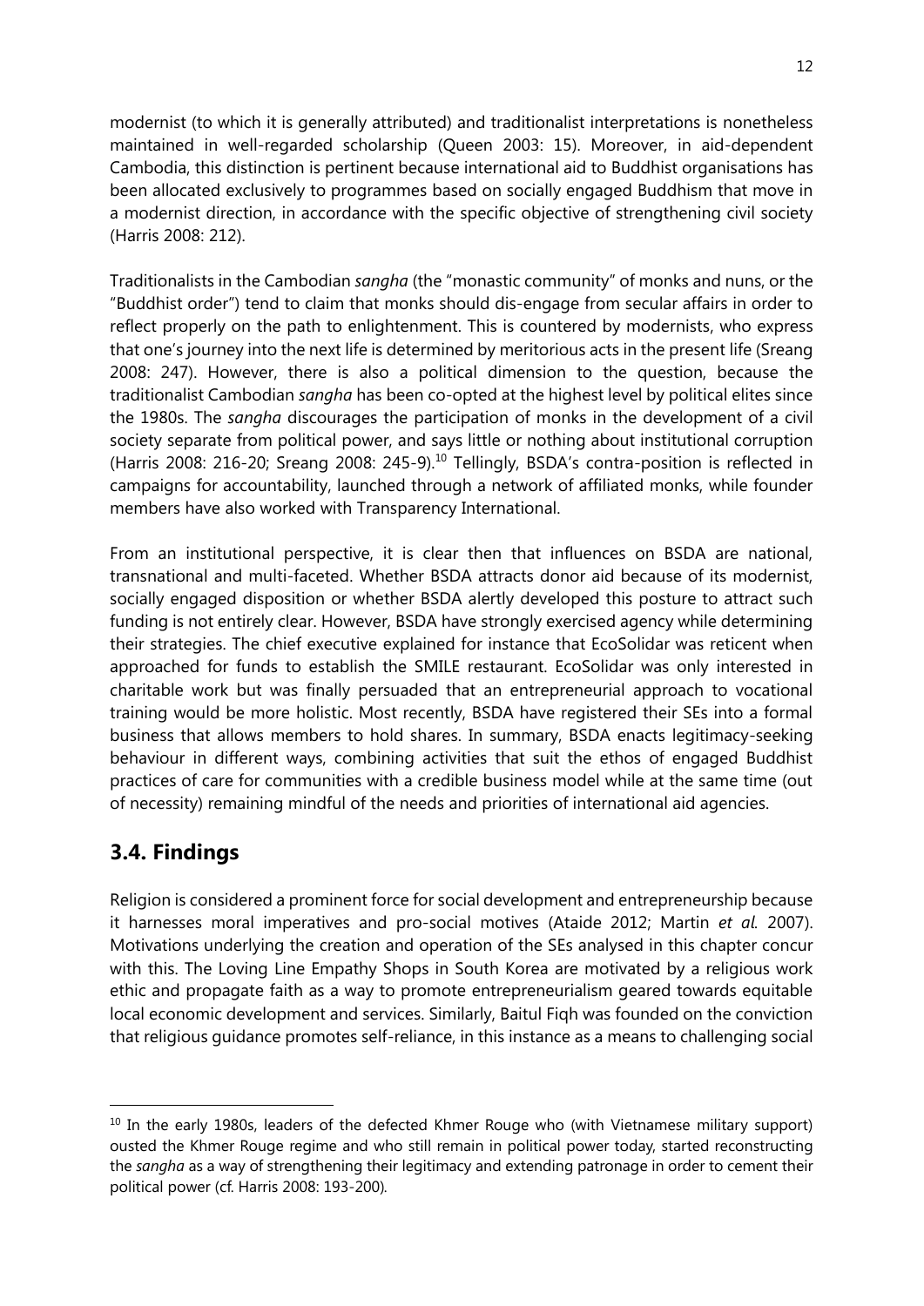modernist (to which it is generally attributed) and traditionalist interpretations is nonetheless maintained in well-regarded scholarship (Queen 2003: 15). Moreover, in aid-dependent Cambodia, this distinction is pertinent because international aid to Buddhist organisations has been allocated exclusively to programmes based on socially engaged Buddhism that move in a modernist direction, in accordance with the specific objective of strengthening civil society (Harris 2008: 212).

Traditionalists in the Cambodian *sangha* (the "monastic community" of monks and nuns, or the "Buddhist order") tend to claim that monks should dis-engage from secular affairs in order to reflect properly on the path to enlightenment. This is countered by modernists, who express that one's journey into the next life is determined by meritorious acts in the present life (Sreang 2008: 247). However, there is also a political dimension to the question, because the traditionalist Cambodian *sangha* has been co-opted at the highest level by political elites since the 1980s. The *sangha* discourages the participation of monks in the development of a civil society separate from political power, and says little or nothing about institutional corruption (Harris 2008: 216-20; Sreang 2008: 245-9).[10] Tellingly, BSDA's contra-position is reflected in campaigns for accountability, launched through a network of affiliated monks, while founder members have also worked with Transparency International.

From an institutional perspective, it is clear then that influences on BSDA are national, transnational and multi-faceted. Whether BSDA attracts donor aid because of its modernist, socially engaged disposition or whether BSDA alertly developed this posture to attract such funding is not entirely clear. However, BSDA have strongly exercised agency while determining their strategies. The chief executive explained for instance that EcoSolidar was reticent when approached for funds to establish the SMILE restaurant. EcoSolidar was only interested in charitable work but was finally persuaded that an entrepreneurial approach to vocational training would be more holistic. Most recently, BSDA have registered their SEs into a formal business that allows members to hold shares. In summary, BSDA enacts legitimacy-seeking behaviour in different ways, combining activities that suit the ethos of engaged Buddhist practices of care for communities with a credible business model while at the same time (out of necessity) remaining mindful of the needs and priorities of international aid agencies.

## 3.4. Findings

Religion is considered a prominent force for social development and entrepreneurship because it harnesses moral imperatives and pro-social motives (Ataide 2012; Martin *et al.* 2007). Motivations underlying the creation and operation of the SEs analysed in this chapter concur with this. The Loving Line Empathy Shops in South Korea are motivated by a religious work ethic and propagate faith as a way to promote entrepreneurialism geared towards equitable local economic development and services. Similarly, Baitul Fiqh was founded on the conviction that religious guidance promotes self-reliance, in this instance as a means to challenging social

---

[10] In the early 1980s, leaders of the defected Khmer Rouge who (with Vietnamese military support) ousted the Khmer Rouge regime and who still remain in political power today, started reconstructing the *sangha* as a way of strengthening their legitimacy and extending patronage in order to cement their political power (cf. Harris 2008: 193-200).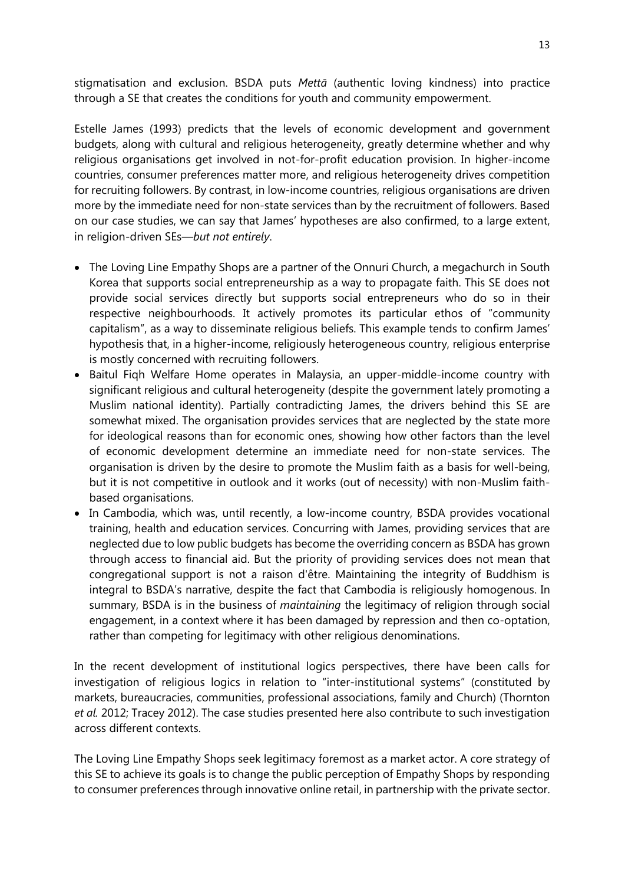stigmatisation and exclusion. BSDA puts *Mettā* (authentic loving kindness) into practice through a SE that creates the conditions for youth and community empowerment.

Estelle James (1993) predicts that the levels of economic development and government budgets, along with cultural and religious heterogeneity, greatly determine whether and why religious organisations get involved in not-for-profit education provision. In higher-income countries, consumer preferences matter more, and religious heterogeneity drives competition for recruiting followers. By contrast, in low-income countries, religious organisations are driven more by the immediate need for non-state services than by the recruitment of followers. Based on our case studies, we can say that James' hypotheses are also confirmed, to a large extent, in religion-driven SEs—*but not entirely*.

- The Loving Line Empathy Shops are a partner of the Onnuri Church, a megachurch in South Korea that supports social entrepreneurship as a way to propagate faith. This SE does not provide social services directly but supports social entrepreneurs who do so in their respective neighbourhoods. It actively promotes its particular ethos of "community capitalism", as a way to disseminate religious beliefs. This example tends to confirm James' hypothesis that, in a higher-income, religiously heterogeneous country, religious enterprise is mostly concerned with recruiting followers.
- Baitul Fiqh Welfare Home operates in Malaysia, an upper-middle-income country with significant religious and cultural heterogeneity (despite the government lately promoting a Muslim national identity). Partially contradicting James, the drivers behind this SE are somewhat mixed. The organisation provides services that are neglected by the state more for ideological reasons than for economic ones, showing how other factors than the level of economic development determine an immediate need for non-state services. The organisation is driven by the desire to promote the Muslim faith as a basis for well-being, but it is not competitive in outlook and it works (out of necessity) with non-Muslim faith-based organisations.
- In Cambodia, which was, until recently, a low-income country, BSDA provides vocational training, health and education services. Concurring with James, providing services that are neglected due to low public budgets has become the overriding concern as BSDA has grown through access to financial aid. But the priority of providing services does not mean that congregational support is not a raison d'être. Maintaining the integrity of Buddhism is integral to BSDA's narrative, despite the fact that Cambodia is religiously homogenous. In summary, BSDA is in the business of *maintaining* the legitimacy of religion through social engagement, in a context where it has been damaged by repression and then co-optation, rather than competing for legitimacy with other religious denominations.

In the recent development of institutional logics perspectives, there have been calls for investigation of religious logics in relation to "inter-institutional systems" (constituted by markets, bureaucracies, communities, professional associations, family and Church) (Thornton *et al.* 2012; Tracey 2012). The case studies presented here also contribute to such investigation across different contexts.

The Loving Line Empathy Shops seek legitimacy foremost as a market actor. A core strategy of this SE to achieve its goals is to change the public perception of Empathy Shops by responding to consumer preferences through innovative online retail, in partnership with the private sector.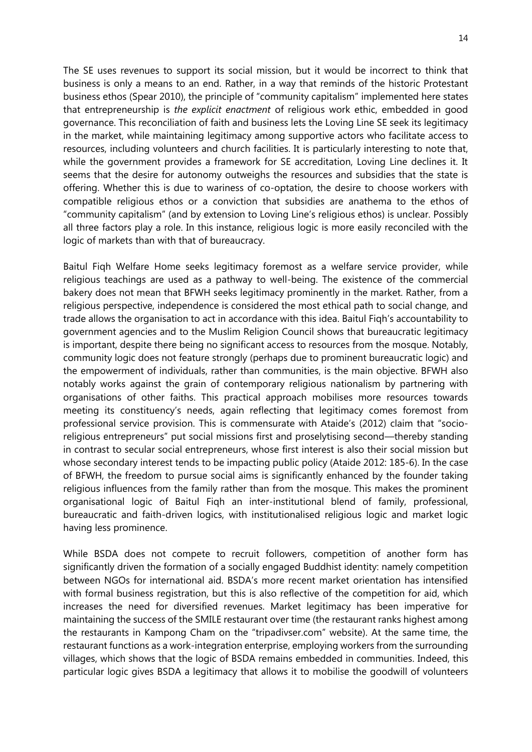The SE uses revenues to support its social mission, but it would be incorrect to think that business is only a means to an end. Rather, in a way that reminds of the historic Protestant business ethos (Spear 2010), the principle of "community capitalism" implemented here states that entrepreneurship is *the explicit enactment* of religious work ethic, embedded in good governance. This reconciliation of faith and business lets the Loving Line SE seek its legitimacy in the market, while maintaining legitimacy among supportive actors who facilitate access to resources, including volunteers and church facilities. It is particularly interesting to note that, while the government provides a framework for SE accreditation, Loving Line declines it. It seems that the desire for autonomy outweighs the resources and subsidies that the state is offering. Whether this is due to wariness of co-optation, the desire to choose workers with compatible religious ethos or a conviction that subsidies are anathema to the ethos of "community capitalism" (and by extension to Loving Line's religious ethos) is unclear. Possibly all three factors play a role. In this instance, religious logic is more easily reconciled with the logic of markets than with that of bureaucracy.

Baitul Fiqh Welfare Home seeks legitimacy foremost as a welfare service provider, while religious teachings are used as a pathway to well-being. The existence of the commercial bakery does not mean that BFWH seeks legitimacy prominently in the market. Rather, from a religious perspective, independence is considered the most ethical path to social change, and trade allows the organisation to act in accordance with this idea. Baitul Fiqh's accountability to government agencies and to the Muslim Religion Council shows that bureaucratic legitimacy is important, despite there being no significant access to resources from the mosque. Notably, community logic does not feature strongly (perhaps due to prominent bureaucratic logic) and the empowerment of individuals, rather than communities, is the main objective. BFWH also notably works against the grain of contemporary religious nationalism by partnering with organisations of other faiths. This practical approach mobilises more resources towards meeting its constituency's needs, again reflecting that legitimacy comes foremost from professional service provision. This is commensurate with Ataide's (2012) claim that "socio-religious entrepreneurs" put social missions first and proselytising second—thereby standing in contrast to secular social entrepreneurs, whose first interest is also their social mission but whose secondary interest tends to be impacting public policy (Ataide 2012: 185-6). In the case of BFWH, the freedom to pursue social aims is significantly enhanced by the founder taking religious influences from the family rather than from the mosque. This makes the prominent organisational logic of Baitul Fiqh an inter-institutional blend of family, professional, bureaucratic and faith-driven logics, with institutionalised religious logic and market logic having less prominence.

While BSDA does not compete to recruit followers, competition of another form has significantly driven the formation of a socially engaged Buddhist identity: namely competition between NGOs for international aid. BSDA's more recent market orientation has intensified with formal business registration, but this is also reflective of the competition for aid, which increases the need for diversified revenues. Market legitimacy has been imperative for maintaining the success of the SMILE restaurant over time (the restaurant ranks highest among the restaurants in Kampong Cham on the "tripadivser.com" website). At the same time, the restaurant functions as a work-integration enterprise, employing workers from the surrounding villages, which shows that the logic of BSDA remains embedded in communities. Indeed, this particular logic gives BSDA a legitimacy that allows it to mobilise the goodwill of volunteers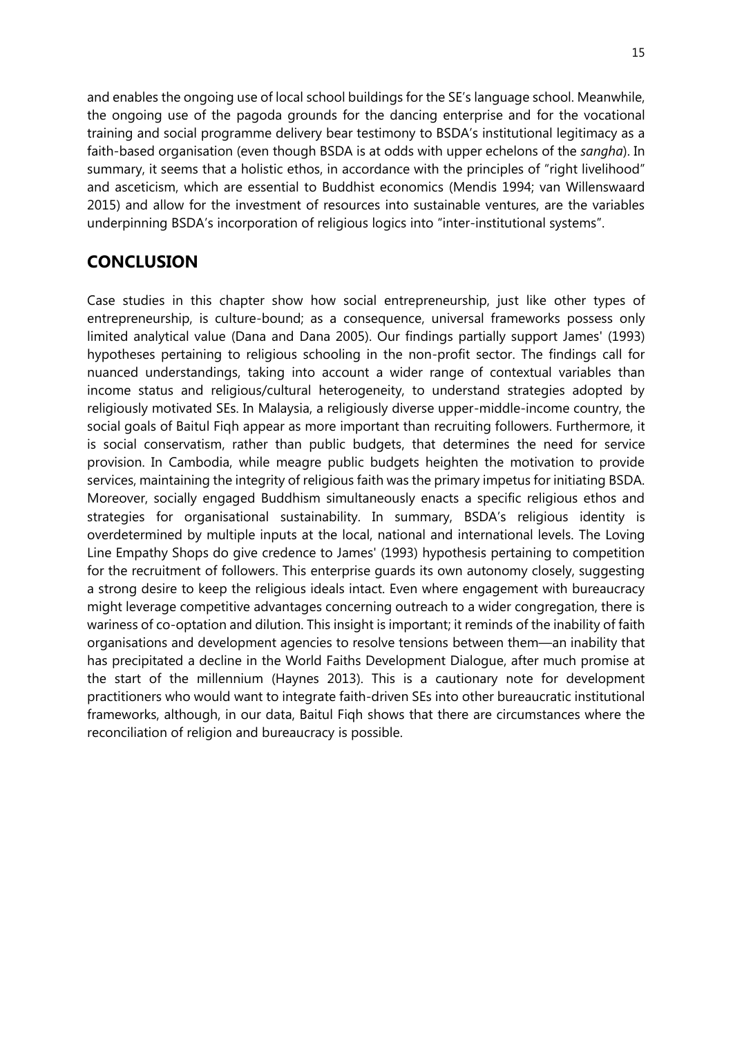and enables the ongoing use of local school buildings for the SE's language school. Meanwhile, the ongoing use of the pagoda grounds for the dancing enterprise and for the vocational training and social programme delivery bear testimony to BSDA's institutional legitimacy as a faith-based organisation (even though BSDA is at odds with upper echelons of the *sangha*). In summary, it seems that a holistic ethos, in accordance with the principles of "right livelihood" and asceticism, which are essential to Buddhist economics (Mendis 1994; van Willenswaard 2015) and allow for the investment of resources into sustainable ventures, are the variables underpinning BSDA's incorporation of religious logics into "inter-institutional systems".

## CONCLUSION

Case studies in this chapter show how social entrepreneurship, just like other types of entrepreneurship, is culture-bound; as a consequence, universal frameworks possess only limited analytical value (Dana and Dana 2005). Our findings partially support James' (1993) hypotheses pertaining to religious schooling in the non-profit sector. The findings call for nuanced understandings, taking into account a wider range of contextual variables than income status and religious/cultural heterogeneity, to understand strategies adopted by religiously motivated SEs. In Malaysia, a religiously diverse upper-middle-income country, the social goals of Baitul Fiqh appear as more important than recruiting followers. Furthermore, it is social conservatism, rather than public budgets, that determines the need for service provision. In Cambodia, while meagre public budgets heighten the motivation to provide services, maintaining the integrity of religious faith was the primary impetus for initiating BSDA. Moreover, socially engaged Buddhism simultaneously enacts a specific religious ethos and strategies for organisational sustainability. In summary, BSDA's religious identity is overdetermined by multiple inputs at the local, national and international levels. The Loving Line Empathy Shops do give credence to James' (1993) hypothesis pertaining to competition for the recruitment of followers. This enterprise guards its own autonomy closely, suggesting a strong desire to keep the religious ideals intact. Even where engagement with bureaucracy might leverage competitive advantages concerning outreach to a wider congregation, there is wariness of co-optation and dilution. This insight is important; it reminds of the inability of faith organisations and development agencies to resolve tensions between them—an inability that has precipitated a decline in the World Faiths Development Dialogue, after much promise at the start of the millennium (Haynes 2013). This is a cautionary note for development practitioners who would want to integrate faith-driven SEs into other bureaucratic institutional frameworks, although, in our data, Baitul Fiqh shows that there are circumstances where the reconciliation of religion and bureaucracy is possible.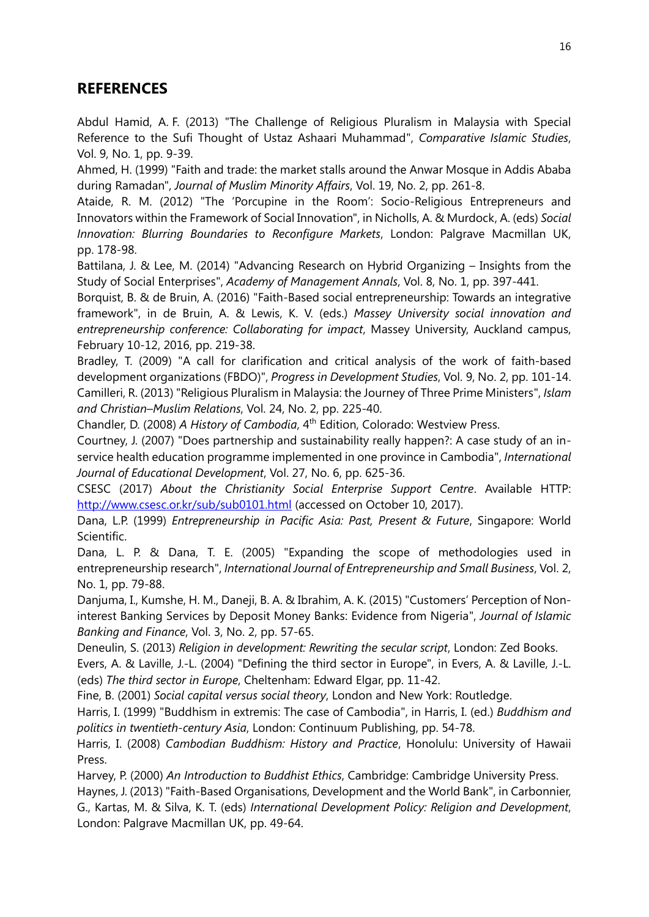## REFERENCES

Abdul Hamid, A. F. (2013) "The Challenge of Religious Pluralism in Malaysia with Special Reference to the Sufi Thought of Ustaz Ashaari Muhammad", *Comparative Islamic Studies*, Vol. 9, No. 1, pp. 9-39.

Ahmed, H. (1999) "Faith and trade: the market stalls around the Anwar Mosque in Addis Ababa during Ramadan", *Journal of Muslim Minority Affairs*, Vol. 19, No. 2, pp. 261-8.

Ataide, R. M. (2012) "The 'Porcupine in the Room': Socio-Religious Entrepreneurs and Innovators within the Framework of Social Innovation", in Nicholls, A. & Murdock, A. (eds) *Social Innovation: Blurring Boundaries to Reconfigure Markets*, London: Palgrave Macmillan UK, pp. 178-98.

Battilana, J. & Lee, M. (2014) "Advancing Research on Hybrid Organizing – Insights from the Study of Social Enterprises", *Academy of Management Annals*, Vol. 8, No. 1, pp. 397-441.

Borquist, B. & de Bruin, A. (2016) "Faith-Based social entrepreneurship: Towards an integrative framework", in de Bruin, A. & Lewis, K. V. (eds.) *Massey University social innovation and entrepreneurship conference: Collaborating for impact*, Massey University, Auckland campus, February 10-12, 2016, pp. 219-38.

Bradley, T. (2009) "A call for clarification and critical analysis of the work of faith-based development organizations (FBDO)", *Progress in Development Studies*, Vol. 9, No. 2, pp. 101-14.

Camilleri, R. (2013) "Religious Pluralism in Malaysia: the Journey of Three Prime Ministers", *Islam and Christian–Muslim Relations*, Vol. 24, No. 2, pp. 225-40.

Chandler, D. (2008) *A History of Cambodia*, 4th Edition, Colorado: Westview Press.

Courtney, J. (2007) "Does partnership and sustainability really happen?: A case study of an in-service health education programme implemented in one province in Cambodia", *International Journal of Educational Development*, Vol. 27, No. 6, pp. 625-36.

CSESC (2017) *About the Christianity Social Enterprise Support Centre*. Available HTTP: http://www.csesc.or.kr/sub/sub0101.html (accessed on October 10, 2017).

Dana, L.P. (1999) *Entrepreneurship in Pacific Asia: Past, Present & Future*, Singapore: World Scientific.

Dana, L. P. & Dana, T. E. (2005) "Expanding the scope of methodologies used in entrepreneurship research", *International Journal of Entrepreneurship and Small Business*, Vol. 2, No. 1, pp. 79-88.

Danjuma, I., Kumshe, H. M., Daneji, B. A. & Ibrahim, A. K. (2015) "Customers' Perception of Non-interest Banking Services by Deposit Money Banks: Evidence from Nigeria", *Journal of Islamic Banking and Finance*, Vol. 3, No. 2, pp. 57-65.

Deneulin, S. (2013) *Religion in development: Rewriting the secular script*, London: Zed Books.

Evers, A. & Laville, J.-L. (2004) "Defining the third sector in Europe", in Evers, A. & Laville, J.-L. (eds) *The third sector in Europe*, Cheltenham: Edward Elgar, pp. 11-42.

Fine, B. (2001) *Social capital versus social theory*, London and New York: Routledge.

Harris, I. (1999) "Buddhism in extremis: The case of Cambodia", in Harris, I. (ed.) *Buddhism and politics in twentieth-century Asia*, London: Continuum Publishing, pp. 54-78.

Harris, I. (2008) *Cambodian Buddhism: History and Practice*, Honolulu: University of Hawaii Press.

Harvey, P. (2000) *An Introduction to Buddhist Ethics*, Cambridge: Cambridge University Press.

Haynes, J. (2013) "Faith-Based Organisations, Development and the World Bank", in Carbonnier, G., Kartas, M. & Silva, K. T. (eds) *International Development Policy: Religion and Development*, London: Palgrave Macmillan UK, pp. 49-64.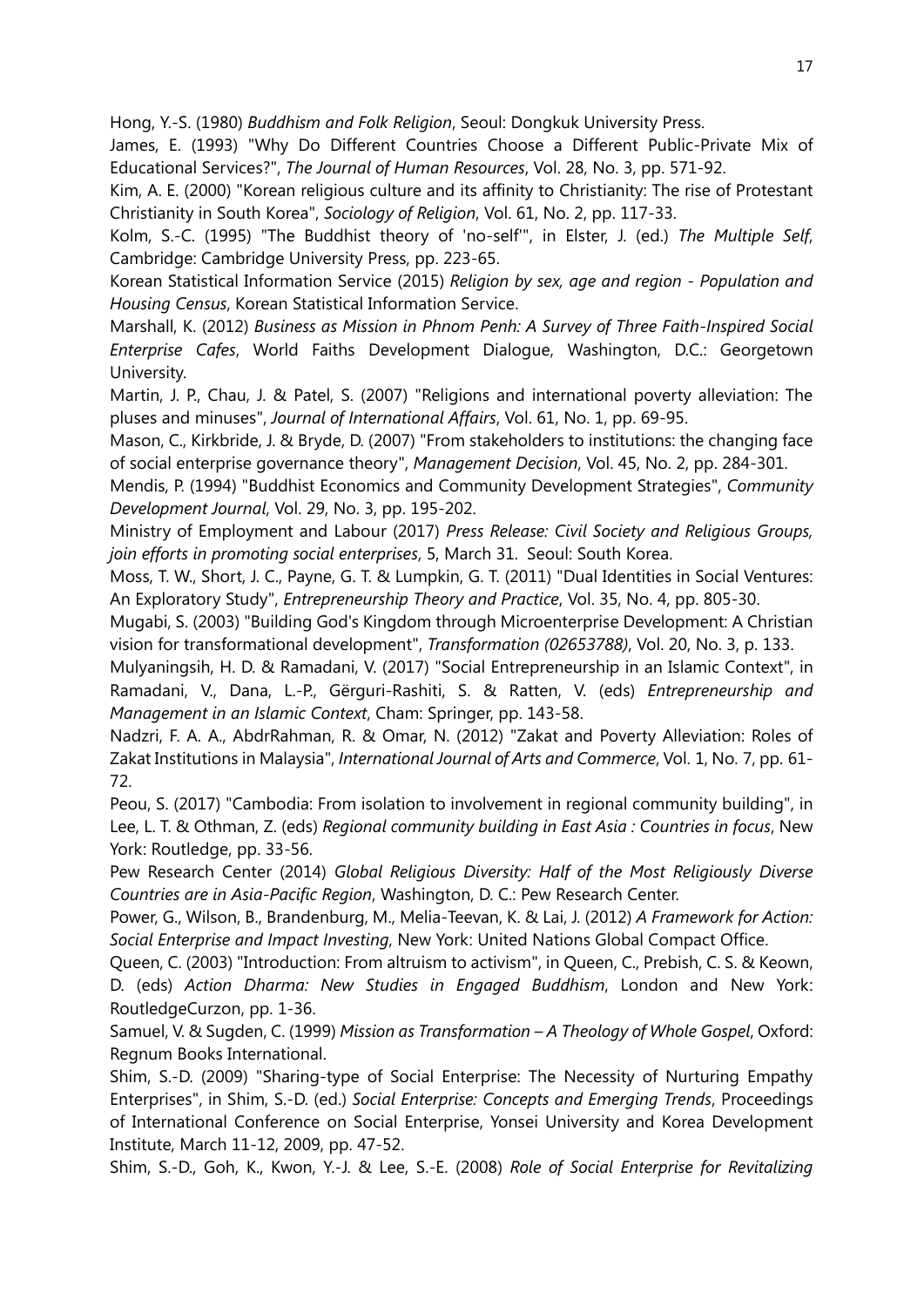Hong, Y.-S. (1980) *Buddhism and Folk Religion*, Seoul: Dongkuk University Press.

James, E. (1993) "Why Do Different Countries Choose a Different Public-Private Mix of Educational Services?", *The Journal of Human Resources*, Vol. 28, No. 3, pp. 571-92.

Kim, A. E. (2000) "Korean religious culture and its affinity to Christianity: The rise of Protestant Christianity in South Korea", *Sociology of Religion*, Vol. 61, No. 2, pp. 117-33.

Kolm, S.-C. (1995) "The Buddhist theory of 'no-self'", in Elster, J. (ed.) *The Multiple Self*, Cambridge: Cambridge University Press, pp. 223-65.

Korean Statistical Information Service (2015) *Religion by sex, age and region - Population and Housing Census*, Korean Statistical Information Service.

Marshall, K. (2012) *Business as Mission in Phnom Penh: A Survey of Three Faith-Inspired Social Enterprise Cafes*, World Faiths Development Dialogue, Washington, D.C.: Georgetown University.

Martin, J. P., Chau, J. & Patel, S. (2007) "Religions and international poverty alleviation: The pluses and minuses", *Journal of International Affairs*, Vol. 61, No. 1, pp. 69-95.

Mason, C., Kirkbride, J. & Bryde, D. (2007) "From stakeholders to institutions: the changing face of social enterprise governance theory", *Management Decision*, Vol. 45, No. 2, pp. 284-301.

Mendis, P. (1994) "Buddhist Economics and Community Development Strategies", *Community Development Journal*, Vol. 29, No. 3, pp. 195-202.

Ministry of Employment and Labour (2017) *Press Release: Civil Society and Religious Groups, join efforts in promoting social enterprises*, 5, March 31. Seoul: South Korea.

Moss, T. W., Short, J. C., Payne, G. T. & Lumpkin, G. T. (2011) "Dual Identities in Social Ventures: An Exploratory Study", *Entrepreneurship Theory and Practice*, Vol. 35, No. 4, pp. 805-30.

Mugabi, S. (2003) "Building God's Kingdom through Microenterprise Development: A Christian vision for transformational development", *Transformation (02653788)*, Vol. 20, No. 3, p. 133.

Mulyaningsih, H. D. & Ramadani, V. (2017) "Social Entrepreneurship in an Islamic Context", in Ramadani, V., Dana, L.-P., Gërguri-Rashiti, S. & Ratten, V. (eds) *Entrepreneurship and Management in an Islamic Context*, Cham: Springer, pp. 143-58.

Nadzri, F. A. A., AbdrRahman, R. & Omar, N. (2012) "Zakat and Poverty Alleviation: Roles of Zakat Institutions in Malaysia", *International Journal of Arts and Commerce*, Vol. 1, No. 7, pp. 61-72.

Peou, S. (2017) "Cambodia: From isolation to involvement in regional community building", in Lee, L. T. & Othman, Z. (eds) *Regional community building in East Asia : Countries in focus*, New York: Routledge, pp. 33-56.

Pew Research Center (2014) *Global Religious Diversity: Half of the Most Religiously Diverse Countries are in Asia-Pacific Region*, Washington, D. C.: Pew Research Center.

Power, G., Wilson, B., Brandenburg, M., Melia-Teevan, K. & Lai, J. (2012) *A Framework for Action: Social Enterprise and Impact Investing*, New York: United Nations Global Compact Office.

Queen, C. (2003) "Introduction: From altruism to activism", in Queen, C., Prebish, C. S. & Keown, D. (eds) *Action Dharma: New Studies in Engaged Buddhism*, London and New York: RoutledgeCurzon, pp. 1-36.

Samuel, V. & Sugden, C. (1999) *Mission as Transformation – A Theology of Whole Gospel*, Oxford: Regnum Books International.

Shim, S.-D. (2009) "Sharing-type of Social Enterprise: The Necessity of Nurturing Empathy Enterprises", in Shim, S.-D. (ed.) *Social Enterprise: Concepts and Emerging Trends*, Proceedings of International Conference on Social Enterprise, Yonsei University and Korea Development Institute, March 11-12, 2009, pp. 47-52.

Shim, S.-D., Goh, K., Kwon, Y.-J. & Lee, S.-E. (2008) *Role of Social Enterprise for Revitalizing*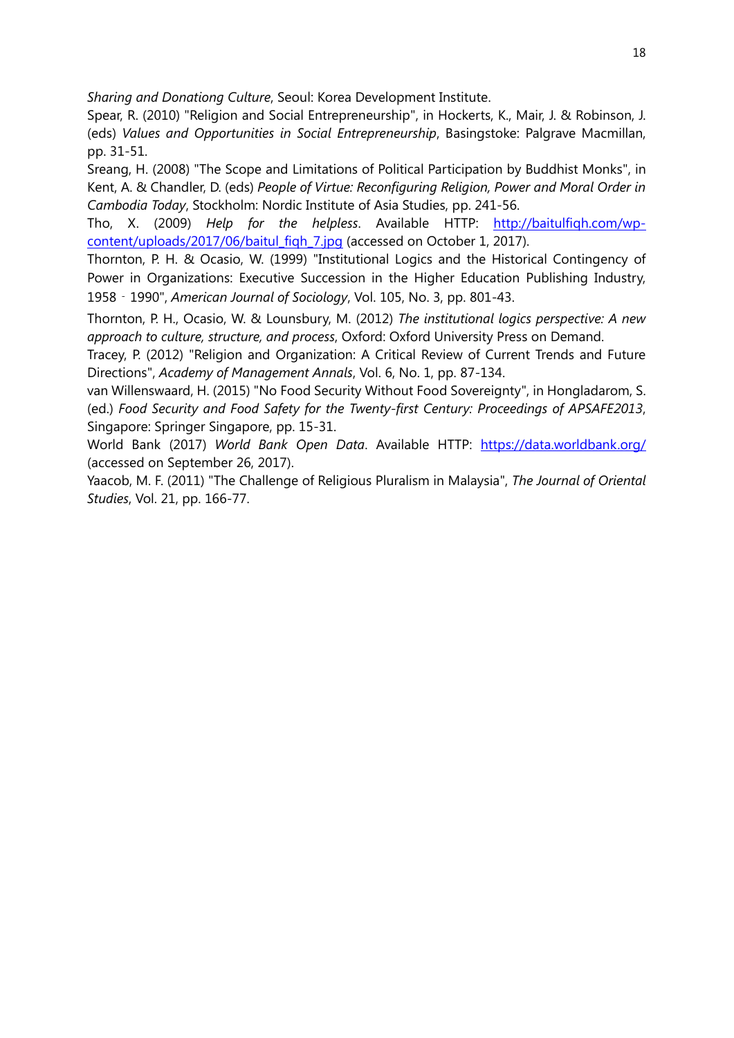*Sharing and Donationg Culture*, Seoul: Korea Development Institute.

Spear, R. (2010) "Religion and Social Entrepreneurship", in Hockerts, K., Mair, J. & Robinson, J. (eds) *Values and Opportunities in Social Entrepreneurship*, Basingstoke: Palgrave Macmillan, pp. 31-51.

Sreang, H. (2008) "The Scope and Limitations of Political Participation by Buddhist Monks", in Kent, A. & Chandler, D. (eds) *People of Virtue: Reconfiguring Religion, Power and Moral Order in Cambodia Today*, Stockholm: Nordic Institute of Asia Studies, pp. 241-56.

Tho, X. (2009) *Help for the helpless*. Available HTTP: [http://baitulfiqh.com/wp-content/uploads/2017/06/baitul_fiqh_7.jpg](http://baitulfiqh.com/wp-content/uploads/2017/06/baitul_fiqh_7.jpg) (accessed on October 1, 2017).

Thornton, P. H. & Ocasio, W. (1999) "Institutional Logics and the Historical Contingency of Power in Organizations: Executive Succession in the Higher Education Publishing Industry, 1958‐1990", *American Journal of Sociology*, Vol. 105, No. 3, pp. 801-43.

Thornton, P. H., Ocasio, W. & Lounsbury, M. (2012) *The institutional logics perspective: A new approach to culture, structure, and process*, Oxford: Oxford University Press on Demand.

Tracey, P. (2012) "Religion and Organization: A Critical Review of Current Trends and Future Directions", *Academy of Management Annals*, Vol. 6, No. 1, pp. 87-134.

van Willenswaard, H. (2015) "No Food Security Without Food Sovereignty", in Hongladarom, S. (ed.) *Food Security and Food Safety for the Twenty-first Century: Proceedings of APSAFE2013*, Singapore: Springer Singapore, pp. 15-31.

World Bank (2017) *World Bank Open Data*. Available HTTP: [https://data.worldbank.org/](https://data.worldbank.org/) (accessed on September 26, 2017).

Yaacob, M. F. (2011) "The Challenge of Religious Pluralism in Malaysia", *The Journal of Oriental Studies*, Vol. 21, pp. 166-77.